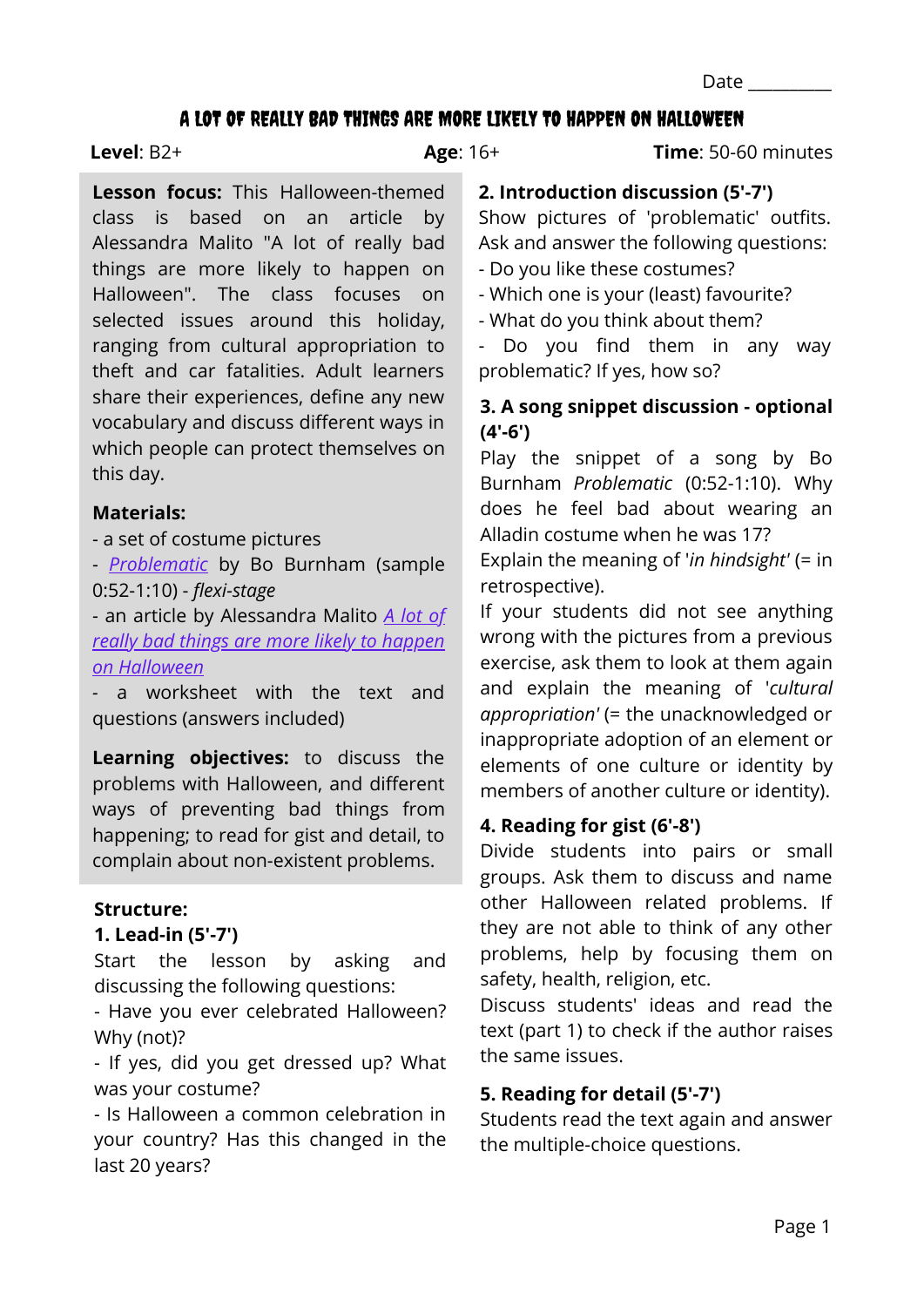Date __________

# A LOT OF REALLY BAD THINGS ARE MORE LIKELY TO HAPPEN ON HALLOWEEN

**Level**: B2+ **Age**: 16+ **Time**: 50-60 minutes

**Lesson focus:** This Halloween-themed class is based on an article by Alessandra Malito "A lot of really bad things are more likely to happen on Halloween". The class focuses on selected issues around this holiday, ranging from cultural appropriation to theft and car fatalities. Adult learners share their experiences, define any new vocabulary and discuss different ways in which people can protect themselves on this day.

**Materials:**

- a set of costume pictures
- *Problematic* by Bo Burnham (sample 0:52-1:10) - *flexi-stage*
- an article by Alessandra Malito *A lot of really bad things are more likely to happen on Halloween*
- a worksheet with the text and questions (answers included)

**Learning objectives:** to discuss the problems with Halloween, and different ways of preventing bad things from happening; to read for gist and detail, to complain about non-existent problems.

**Structure:**

**1. Lead-in (5'-7')**

Start the lesson by asking and discussing the following questions:

- Have you ever celebrated Halloween? Why (not)?
- If yes, did you get dressed up? What was your costume?
- Is Halloween a common celebration in your country? Has this changed in the last 20 years?

**2. Introduction discussion (5'-7')**

Show pictures of 'problematic' outfits. Ask and answer the following questions:

- Do you like these costumes?
- Which one is your (least) favourite?
- What do you think about them?
- Do you find them in any way problematic? If yes, how so?

**3. A song snippet discussion - optional (4'-6')**

Play the snippet of a song by Bo Burnham *Problematic* (0:52-1:10). Why does he feel bad about wearing an Alladin costume when he was 17?

Explain the meaning of '*in hindsight*' (= in retrospective).

If your students did not see anything wrong with the pictures from a previous exercise, ask them to look at them again and explain the meaning of '*cultural appropriation*' (= the unacknowledged or inappropriate adoption of an element or elements of one culture or identity by members of another culture or identity).

**4. Reading for gist (6'-8')**

Divide students into pairs or small groups. Ask them to discuss and name other Halloween related problems. If they are not able to think of any other problems, help by focusing them on safety, health, religion, etc.

Discuss students' ideas and read the text (part 1) to check if the author raises the same issues.

**5. Reading for detail (5'-7')**

Students read the text again and answer the multiple-choice questions.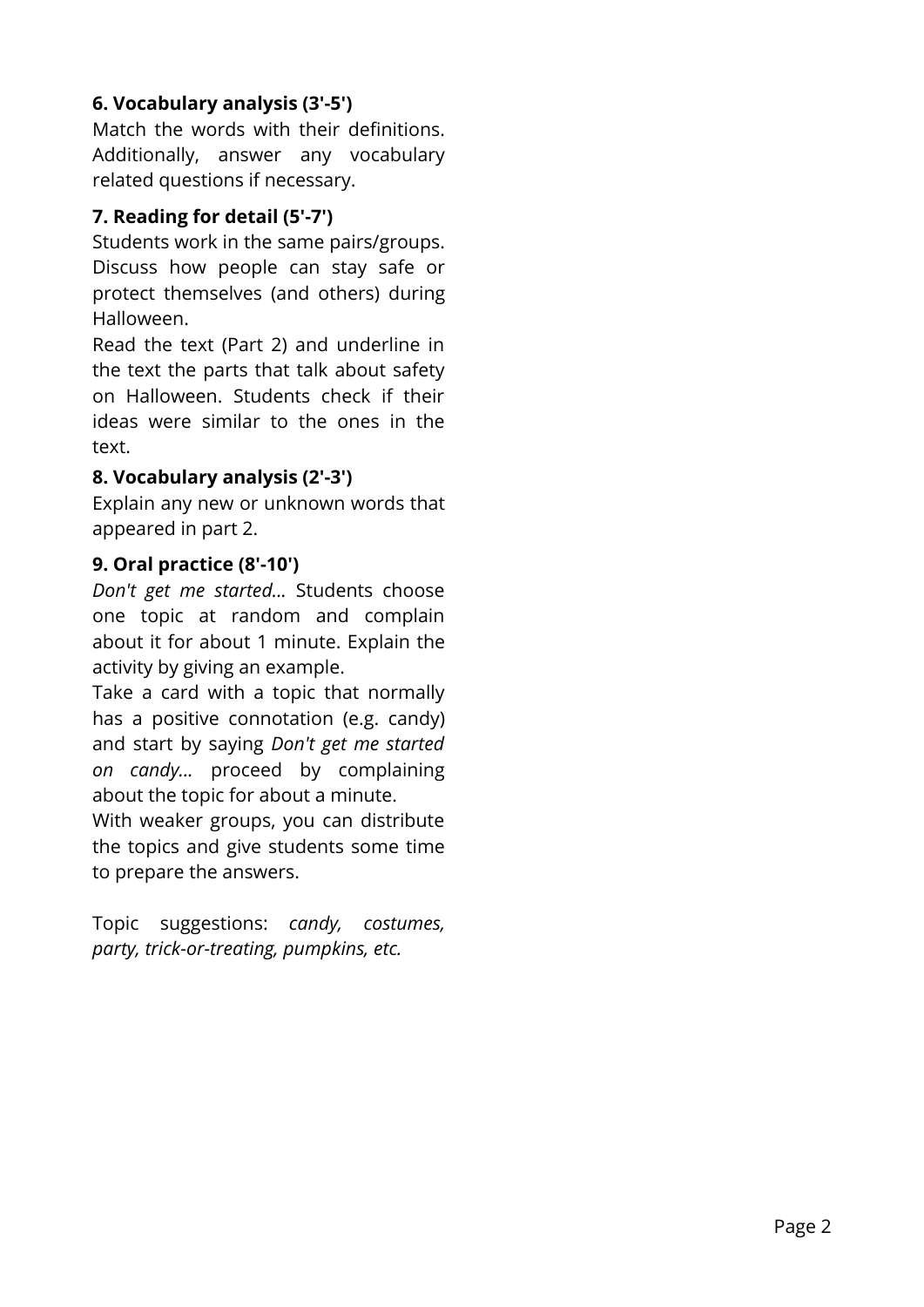**6. Vocabulary analysis (3'-5')**

Match the words with their definitions. Additionally, answer any vocabulary related questions if necessary.

**7. Reading for detail (5'-7')**

Students work in the same pairs/groups. Discuss how people can stay safe or protect themselves (and others) during Halloween.

Read the text (Part 2) and underline in the text the parts that talk about safety on Halloween. Students check if their ideas were similar to the ones in the text.

**8. Vocabulary analysis (2'-3')**

Explain any new or unknown words that appeared in part 2.

**9. Oral practice (8'-10')**

*Don't get me started...* Students choose one topic at random and complain about it for about 1 minute. Explain the activity by giving an example.

Take a card with a topic that normally has a positive connotation (e.g. candy) and start by saying *Don't get me started on candy...* proceed by complaining about the topic for about a minute.

With weaker groups, you can distribute the topics and give students some time to prepare the answers.

Topic suggestions: *candy, costumes, party, trick-or-treating, pumpkins, etc.*